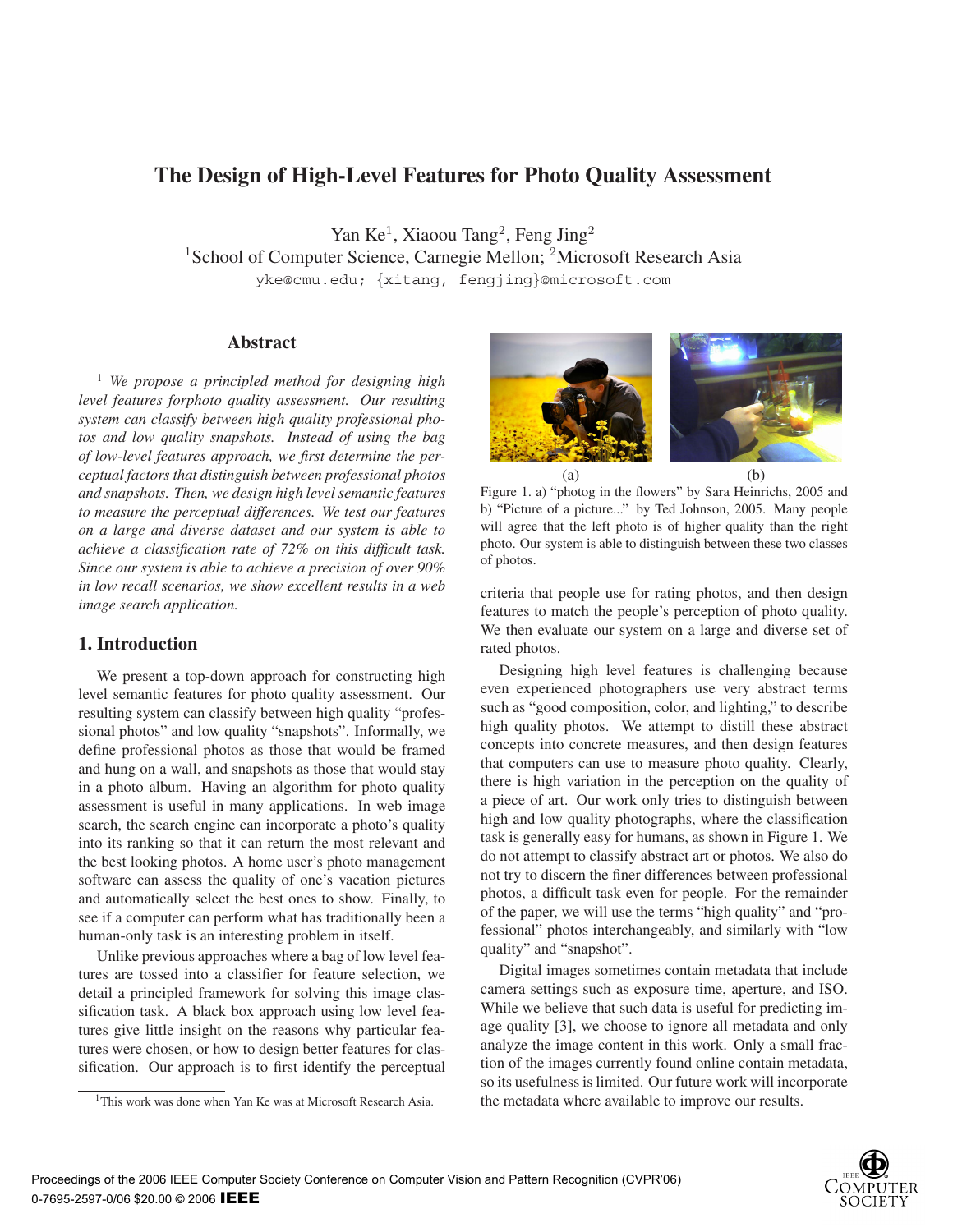# The Design of High-Level Features for Photo Quality Assessment

Yan Ke[1], Xiaoou Tang[2], Feng Jing[2]
[1]School of Computer Science, Carnegie Mellon; [2]Microsoft Research Asia
yke@cmu.edu; {xitang, fengjing}@microsoft.com

## Abstract

[1] *We propose a principled method for designing high level features forphoto quality assessment. Our resulting system can classify between high quality professional photos and low quality snapshots. Instead of using the bag of low-level features approach, we first determine the perceptual factors that distinguish between professional photos and snapshots. Then, we design high level semantic features to measure the perceptual differences. We test our features on a large and diverse dataset and our system is able to achieve a classification rate of 72% on this difficult task. Since our system is able to achieve a precision of over 90% in low recall scenarios, we show excellent results in a web image search application.*

## 1. Introduction

We present a top-down approach for constructing high level semantic features for photo quality assessment. Our resulting system can classify between high quality "professional photos" and low quality "snapshots". Informally, we define professional photos as those that would be framed and hung on a wall, and snapshots as those that would stay in a photo album. Having an algorithm for photo quality assessment is useful in many applications. In web image search, the search engine can incorporate a photo's quality into its ranking so that it can return the most relevant and the best looking photos. A home user's photo management software can assess the quality of one's vacation pictures and automatically select the best ones to show. Finally, to see if a computer can perform what has traditionally been a human-only task is an interesting problem in itself.

Unlike previous approaches where a bag of low level features are tossed into a classifier for feature selection, we detail a principled framework for solving this image classification task. A black box approach using low level features give little insight on the reasons why particular features were chosen, or how to design better features for classification. Our approach is to first identify the perceptual criteria that people use for rating photos, and then design features to match the people's perception of photo quality. We then evaluate our system on a large and diverse set of rated photos.

(a) (b)

Figure 1. a) "photog in the flowers" by Sara Heinrichs, 2005 and b) "Picture of a picture..." by Ted Johnson, 2005. Many people will agree that the left photo is of higher quality than the right photo. Our system is able to distinguish between these two classes of photos.

Designing high level features is challenging because even experienced photographers use very abstract terms such as "good composition, color, and lighting," to describe high quality photos. We attempt to distill these abstract concepts into concrete measures, and then design features that computers can use to measure photo quality. Clearly, there is high variation in the perception on the quality of a piece of art. Our work only tries to distinguish between high and low quality photographs, where the classification task is generally easy for humans, as shown in Figure 1. We do not attempt to classify abstract art or photos. We also do not try to discern the finer differences between professional photos, a difficult task even for people. For the remainder of the paper, we will use the terms "high quality" and "professional" photos interchangeably, and similarly with "low quality" and "snapshot".

Digital images sometimes contain metadata that include camera settings such as exposure time, aperture, and ISO. While we believe that such data is useful for predicting image quality [3], we choose to ignore all metadata and only analyze the image content in this work. Only a small fraction of the images currently found online contain metadata, so its usefulness is limited. Our future work will incorporate the metadata where available to improve our results.

[1]This work was done when Yan Ke was at Microsoft Research Asia.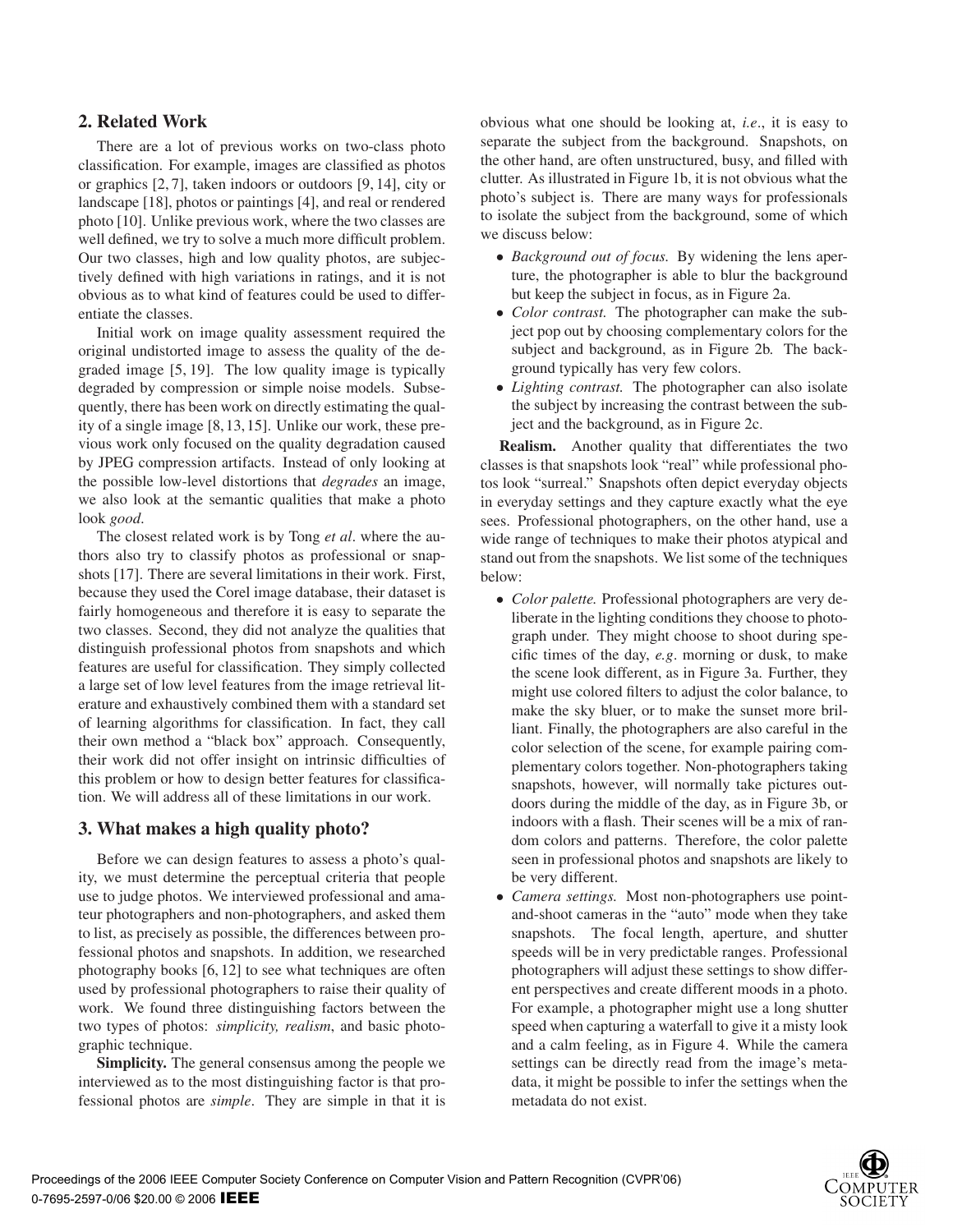## 2. Related Work

There are a lot of previous works on two-class photo classification. For example, images are classified as photos or graphics [2, 7], taken indoors or outdoors [9, 14], city or landscape [18], photos or paintings [4], and real or rendered photo [10]. Unlike previous work, where the two classes are well defined, we try to solve a much more difficult problem. Our two classes, high and low quality photos, are subjectively defined with high variations in ratings, and it is not obvious as to what kind of features could be used to differentiate the classes.

Initial work on image quality assessment required the original undistorted image to assess the quality of the degraded image [5, 19]. The low quality image is typically degraded by compression or simple noise models. Subsequently, there has been work on directly estimating the quality of a single image [8, 13, 15]. Unlike our work, these previous work only focused on the quality degradation caused by JPEG compression artifacts. Instead of only looking at the possible low-level distortions that *degrades* an image, we also look at the semantic qualities that make a photo look *good*.

The closest related work is by Tong *et al*. where the authors also try to classify photos as professional or snapshots [17]. There are several limitations in their work. First, because they used the Corel image database, their dataset is fairly homogeneous and therefore it is easy to separate the two classes. Second, they did not analyze the qualities that distinguish professional photos from snapshots and which features are useful for classification. They simply collected a large set of low level features from the image retrieval literature and exhaustively combined them with a standard set of learning algorithms for classification. In fact, they call their own method a "black box" approach. Consequently, their work did not offer insight on intrinsic difficulties of this problem or how to design better features for classification. We will address all of these limitations in our work.

## 3. What makes a high quality photo?

Before we can design features to assess a photo's quality, we must determine the perceptual criteria that people use to judge photos. We interviewed professional and amateur photographers and non-photographers, and asked them to list, as precisely as possible, the differences between professional photos and snapshots. In addition, we researched photography books [6, 12] to see what techniques are often used by professional photographers to raise their quality of work. We found three distinguishing factors between the two types of photos: *simplicity, realism*, and basic photographic technique.

**Simplicity.** The general consensus among the people we interviewed as to the most distinguishing factor is that professional photos are *simple*. They are simple in that it is obvious what one should be looking at, *i.e*., it is easy to separate the subject from the background. Snapshots, on the other hand, are often unstructured, busy, and filled with clutter. As illustrated in Figure 1b, it is not obvious what the photo's subject is. There are many ways for professionals to isolate the subject from the background, some of which we discuss below:

- *Background out of focus.* By widening the lens aperture, the photographer is able to blur the background but keep the subject in focus, as in Figure 2a.
- *Color contrast.* The photographer can make the subject pop out by choosing complementary colors for the subject and background, as in Figure 2b. The background typically has very few colors.
- *Lighting contrast.* The photographer can also isolate the subject by increasing the contrast between the subject and the background, as in Figure 2c.

**Realism.** Another quality that differentiates the two classes is that snapshots look "real" while professional photos look "surreal." Snapshots often depict everyday objects in everyday settings and they capture exactly what the eye sees. Professional photographers, on the other hand, use a wide range of techniques to make their photos atypical and stand out from the snapshots. We list some of the techniques below:

- *Color palette.* Professional photographers are very deliberate in the lighting conditions they choose to photograph under. They might choose to shoot during specific times of the day, *e.g*. morning or dusk, to make the scene look different, as in Figure 3a. Further, they might use colored filters to adjust the color balance, to make the sky bluer, or to make the sunset more brilliant. Finally, the photographers are also careful in the color selection of the scene, for example pairing complementary colors together. Non-photographers taking snapshots, however, will normally take pictures outdoors during the middle of the day, as in Figure 3b, or indoors with a flash. Their scenes will be a mix of random colors and patterns. Therefore, the color palette seen in professional photos and snapshots are likely to be very different.
- *Camera settings.* Most non-photographers use point-and-shoot cameras in the "auto" mode when they take snapshots. The focal length, aperture, and shutter speeds will be in very predictable ranges. Professional photographers will adjust these settings to show different perspectives and create different moods in a photo. For example, a photographer might use a long shutter speed when capturing a waterfall to give it a misty look and a calm feeling, as in Figure 4. While the camera settings can be directly read from the image's metadata, it might be possible to infer the settings when the metadata do not exist.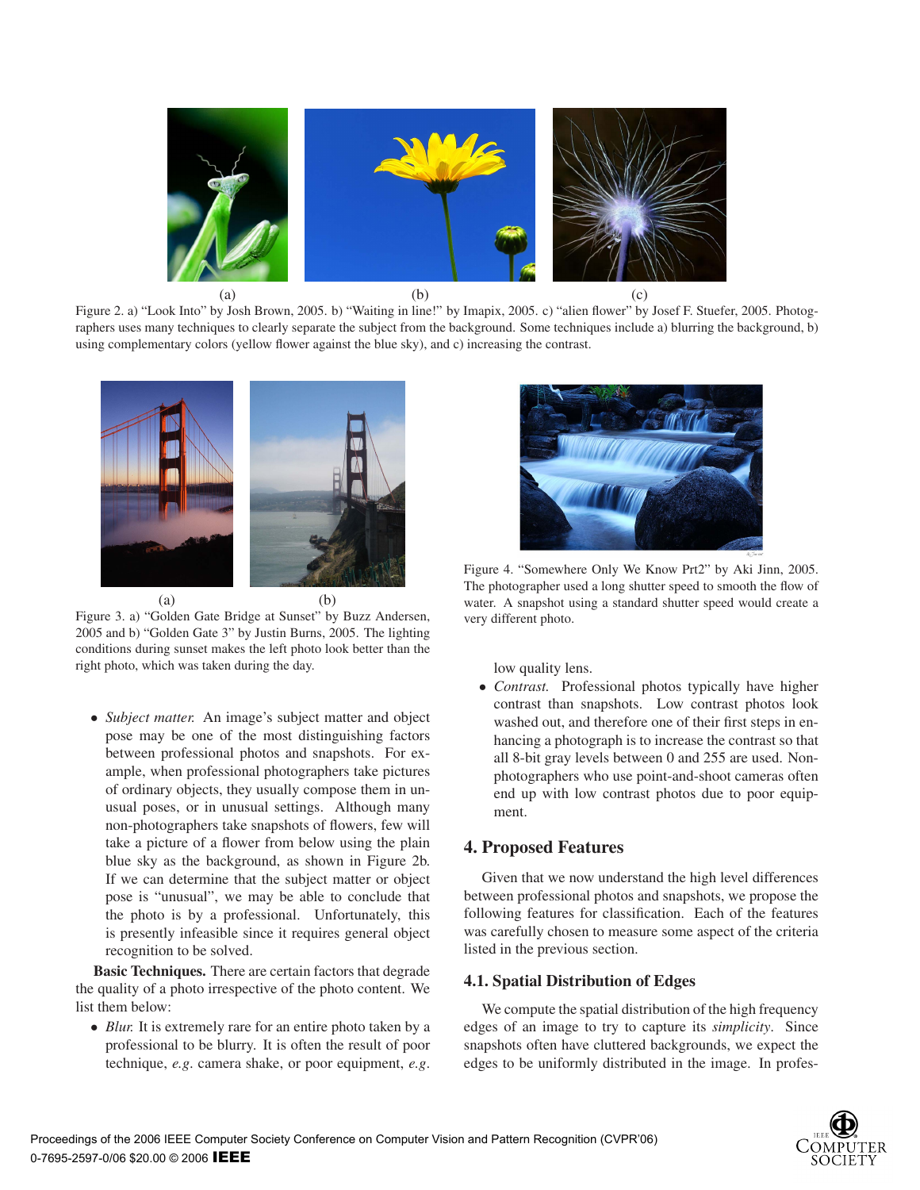(a) (b) (c)

Figure 2. a) "Look Into" by Josh Brown, 2005. b) "Waiting in line!" by Imapix, 2005. c) "alien flower" by Josef F. Stuefer, 2005. Photographers uses many techniques to clearly separate the subject from the background. Some techniques include a) blurring the background, b) using complementary colors (yellow flower against the blue sky), and c) increasing the contrast.

(a) (b)

Figure 3. a) "Golden Gate Bridge at Sunset" by Buzz Andersen, 2005 and b) "Golden Gate 3" by Justin Burns, 2005. The lighting conditions during sunset makes the left photo look better than the right photo, which was taken during the day.

- *Subject matter.* An image's subject matter and object pose may be one of the most distinguishing factors between professional photos and snapshots. For example, when professional photographers take pictures of ordinary objects, they usually compose them in unusual poses, or in unusual settings. Although many non-photographers take snapshots of flowers, few will take a picture of a flower from below using the plain blue sky as the background, as shown in Figure 2b. If we can determine that the subject matter or object pose is "unusual", we may be able to conclude that the photo is by a professional. Unfortunately, this is presently infeasible since it requires general object recognition to be solved.

**Basic Techniques.** There are certain factors that degrade the quality of a photo irrespective of the photo content. We list them below:

- *Blur.* It is extremely rare for an entire photo taken by a professional to be blurry. It is often the result of poor technique, *e.g*. camera shake, or poor equipment, *e.g*. low quality lens.
- *Contrast.* Professional photos typically have higher contrast than snapshots. Low contrast photos look washed out, and therefore one of their first steps in enhancing a photograph is to increase the contrast so that all 8-bit gray levels between 0 and 255 are used. Non-photographers who use point-and-shoot cameras often end up with low contrast photos due to poor equipment.

Figure 4. "Somewhere Only We Know Prt2" by Aki Jinn, 2005. The photographer used a long shutter speed to smooth the flow of water. A snapshot using a standard shutter speed would create a very different photo.

## 4. Proposed Features

Given that we now understand the high level differences between professional photos and snapshots, we propose the following features for classification. Each of the features was carefully chosen to measure some aspect of the criteria listed in the previous section.

### 4.1. Spatial Distribution of Edges

We compute the spatial distribution of the high frequency edges of an image to try to capture its *simplicity*. Since snapshots often have cluttered backgrounds, we expect the edges to be uniformly distributed in the image. In profes-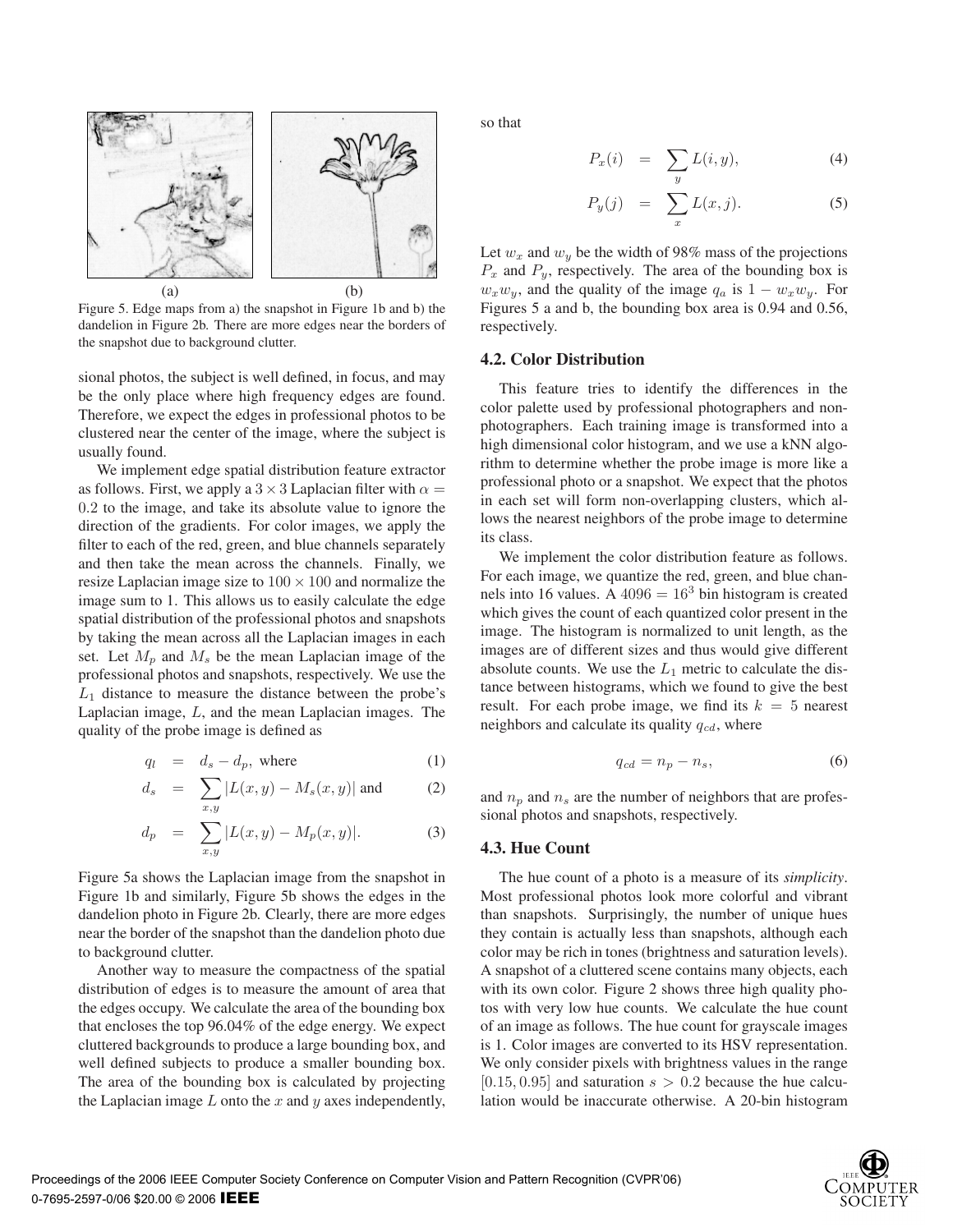(a) (b)

Figure 5. Edge maps from a) the snapshot in Figure 1b and b) the dandelion in Figure 2b. There are more edges near the borders of the snapshot due to background clutter.

sional photos, the subject is well defined, in focus, and may be the only place where high frequency edges are found. Therefore, we expect the edges in professional photos to be clustered near the center of the image, where the subject is usually found.

We implement edge spatial distribution feature extractor as follows. First, we apply a $3 \times 3$ Laplacian filter with $\alpha = 0.2$ to the image, and take its absolute value to ignore the direction of the gradients. For color images, we apply the filter to each of the red, green, and blue channels separately and then take the mean across the channels. Finally, we resize Laplacian image size to $100 \times 100$ and normalize the image sum to 1. This allows us to easily calculate the edge spatial distribution of the professional photos and snapshots by taking the mean across all the Laplacian images in each set. Let $M_p$ and $M_s$ be the mean Laplacian image of the professional photos and snapshots, respectively. We use the $L_1$ distance to measure the distance between the probe's Laplacian image, $L$, and the mean Laplacian images. The quality of the probe image is defined as

$$q_l = d_s - d_p, \text{ where} \tag{1}$$

$$d_s = \sum_{x,y} |L(x,y) - M_s(x,y)| \text{ and} \tag{2}$$

$$d_p = \sum_{x,y} |L(x,y) - M_p(x,y)|. \tag{3}$$

Figure 5a shows the Laplacian image from the snapshot in Figure 1b and similarly, Figure 5b shows the edges in the dandelion photo in Figure 2b. Clearly, there are more edges near the border of the snapshot than the dandelion photo due to background clutter.

Another way to measure the compactness of the spatial distribution of edges is to measure the amount of area that the edges occupy. We calculate the area of the bounding box that encloses the top 96.04% of the edge energy. We expect cluttered backgrounds to produce a large bounding box, and well defined subjects to produce a smaller bounding box. The area of the bounding box is calculated by projecting the Laplacian image $L$ onto the $x$ and $y$ axes independently, so that

$$P_x(i) = \sum_{y} L(i,y), \tag{4}$$

$$P_y(j) = \sum_{x} L(x,j). \tag{5}$$

Let $w_x$ and $w_y$ be the width of 98% mass of the projections $P_x$ and $P_y$, respectively. The area of the bounding box is $w_x w_y$, and the quality of the image $q_a$ is $1 - w_x w_y$. For Figures 5 a and b, the bounding box area is 0.94 and 0.56, respectively.

### 4.2. Color Distribution

This feature tries to identify the differences in the color palette used by professional photographers and non-photographers. Each training image is transformed into a high dimensional color histogram, and we use a kNN algorithm to determine whether the probe image is more like a professional photo or a snapshot. We expect that the photos in each set will form non-overlapping clusters, which allows the nearest neighbors of the probe image to determine its class.

We implement the color distribution feature as follows. For each image, we quantize the red, green, and blue channels into 16 values. A $4096 = 16^3$ bin histogram is created which gives the count of each quantized color present in the image. The histogram is normalized to unit length, as the images are of different sizes and thus would give different absolute counts. We use the $L_1$ metric to calculate the distance between histograms, which we found to give the best result. For each probe image, we find its $k = 5$ nearest neighbors and calculate its quality $q_{cd}$, where

$$q_{cd} = n_p - n_s, \tag{6}$$

and $n_p$ and $n_s$ are the number of neighbors that are professional photos and snapshots, respectively.

### 4.3. Hue Count

The hue count of a photo is a measure of its *simplicity*. Most professional photos look more colorful and vibrant than snapshots. Surprisingly, the number of unique hues they contain is actually less than snapshots, although each color may be rich in tones (brightness and saturation levels). A snapshot of a cluttered scene contains many objects, each with its own color. Figure 2 shows three high quality photos with very low hue counts. We calculate the hue count of an image as follows. The hue count for grayscale images is 1. Color images are converted to its HSV representation. We only consider pixels with brightness values in the range $[0.15, 0.95]$ and saturation $s > 0.2$ because the hue calculation would be inaccurate otherwise. A 20-bin histogram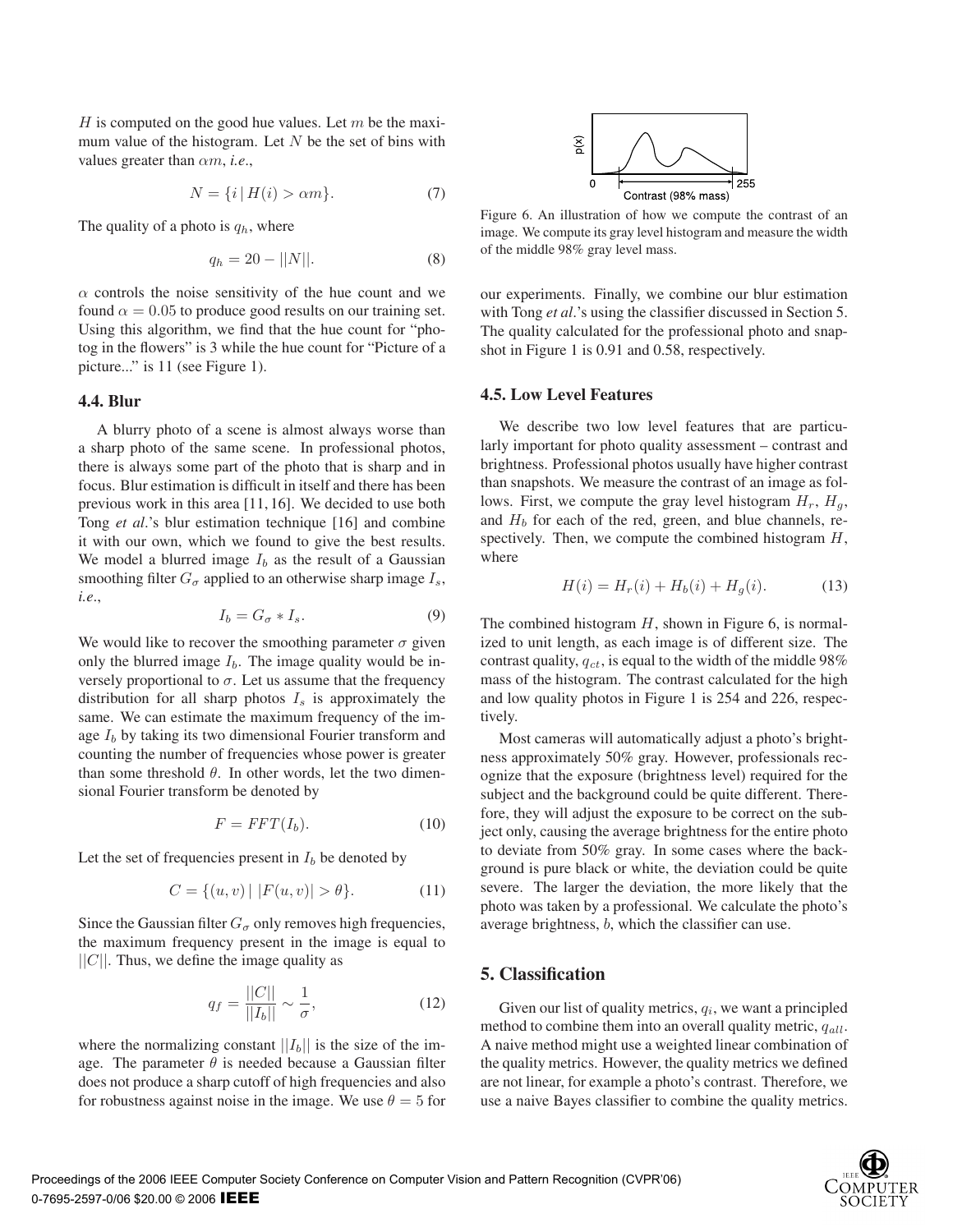$H$ is computed on the good hue values. Let $m$ be the maximum value of the histogram. Let $N$ be the set of bins with values greater than $\alpha m$, *i.e.*,

$$N = \{i \mid H(i) > \alpha m\}. \tag{7}$$

The quality of a photo is $q_h$, where

$$q_h = 20 - ||N||. \tag{8}$$

$\alpha$ controls the noise sensitivity of the hue count and we found $\alpha = 0.05$ to produce good results on our training set. Using this algorithm, we find that the hue count for "photog in the flowers" is 3 while the hue count for "Picture of a picture..." is 11 (see Figure 1).

### 4.4. Blur

A blurry photo of a scene is almost always worse than a sharp photo of the same scene. In professional photos, there is always some part of the photo that is sharp and in focus. Blur estimation is difficult in itself and there has been previous work in this area [11, 16]. We decided to use both Tong *et al*.'s blur estimation technique [16] and combine it with our own, which we found to give the best results. We model a blurred image $I_b$ as the result of a Gaussian smoothing filter $G_\sigma$ applied to an otherwise sharp image $I_s$, *i.e.*,

$$I_b = G_\sigma * I_s. \tag{9}$$

We would like to recover the smoothing parameter $\sigma$ given only the blurred image $I_b$. The image quality would be inversely proportional to $\sigma$. Let us assume that the frequency distribution for all sharp photos $I_s$ is approximately the same. We can estimate the maximum frequency of the image $I_b$ by taking its two dimensional Fourier transform and counting the number of frequencies whose power is greater than some threshold $\theta$. In other words, let the two dimensional Fourier transform be denoted by

$$F = FFT(I_b). \tag{10}$$

Let the set of frequencies present in $I_b$ be denoted by

$$C = \{(u, v) \mid |F(u, v)| > \theta\}. \tag{11}$$

Since the Gaussian filter $G_\sigma$ only removes high frequencies, the maximum frequency present in the image is equal to $||C||$. Thus, we define the image quality as

$$q_f = \frac{||C||}{||I_b||} \sim \frac{1}{\sigma}, \tag{12}$$

where the normalizing constant $||I_b||$ is the size of the image. The parameter $\theta$ is needed because a Gaussian filter does not produce a sharp cutoff of high frequencies and also for robustness against noise in the image. We use $\theta = 5$ for our experiments. Finally, we combine our blur estimation with Tong *et al*.'s using the classifier discussed in Section 5. The quality calculated for the professional photo and snapshot in Figure 1 is 0.91 and 0.58, respectively.

Figure 6. An illustration of how we compute the contrast of an image. We compute its gray level histogram and measure the width of the middle 98% gray level mass.

### 4.5. Low Level Features

We describe two low level features that are particularly important for photo quality assessment – contrast and brightness. Professional photos usually have higher contrast than snapshots. We measure the contrast of an image as follows. First, we compute the gray level histogram $H_r$, $H_g$, and $H_b$ for each of the red, green, and blue channels, respectively. Then, we compute the combined histogram $H$, where

$$H(i) = H_r(i) + H_b(i) + H_g(i). \tag{13}$$

The combined histogram $H$, shown in Figure 6, is normalized to unit length, as each image is of different size. The contrast quality, $q_{ct}$, is equal to the width of the middle 98% mass of the histogram. The contrast calculated for the high and low quality photos in Figure 1 is 254 and 226, respectively.

Most cameras will automatically adjust a photo's brightness approximately 50% gray. However, professionals recognize that the exposure (brightness level) required for the subject and the background could be quite different. Therefore, they will adjust the exposure to be correct on the subject only, causing the average brightness for the entire photo to deviate from 50% gray. In some cases where the background is pure black or white, the deviation could be quite severe. The larger the deviation, the more likely that the photo was taken by a professional. We calculate the photo's average brightness, $b$, which the classifier can use.

## 5. Classification

Given our list of quality metrics, $q_i$, we want a principled method to combine them into an overall quality metric, $q_{all}$. A naive method might use a weighted linear combination of the quality metrics. However, the quality metrics we defined are not linear, for example a photo's contrast. Therefore, we use a naive Bayes classifier to combine the quality metrics.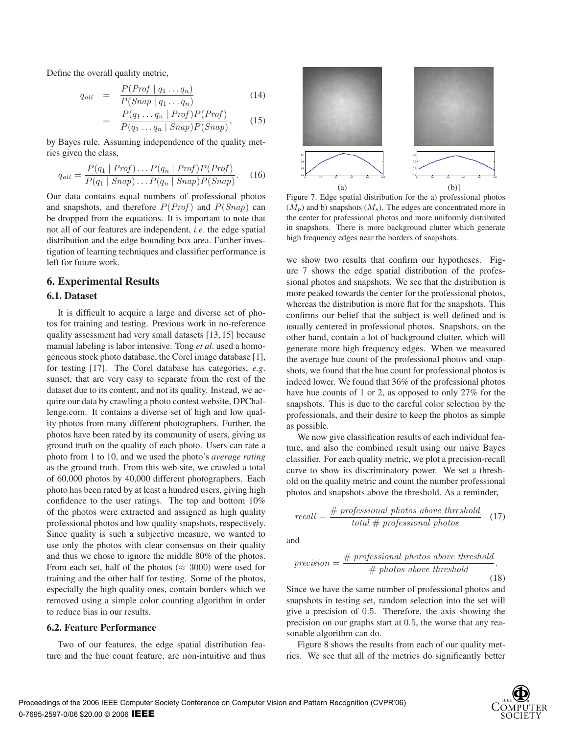Define the overall quality metric,

$$q_{all} = \frac{P(Prof \mid q_1 \dots q_n)}{P(Snap \mid q_1 \dots q_n)} \quad (14)$$

$$= \frac{P(q_1 \dots q_n \mid Prof)P(Prof)}{P(q_1 \dots q_n \mid Snap)P(Snap)}, \quad (15)$$

by Bayes rule. Assuming independence of the quality metrics given the class,

$$q_{all} = \frac{P(q_1 \mid Prof) \dots P(q_n \mid Prof)P(Prof)}{P(q_1 \mid Snap) \dots P(q_n \mid Snap)P(Snap)}. \quad (16)$$

Our data contains equal numbers of professional photos and snapshots, and therefore $P(Prof)$ and $P(Snap)$ can be dropped from the equations. It is important to note that not all of our features are independent, *i.e*. the edge spatial distribution and the edge bounding box area. Further investigation of learning techniques and classifier performance is left for future work.

## 6. Experimental Results

### 6.1. Dataset

It is difficult to acquire a large and diverse set of photos for training and testing. Previous work in no-reference quality assessment had very small datasets [13, 15] because manual labeling is labor intensive. Tong *et al*. used a homogeneous stock photo database, the Corel image database [1], for testing [17]. The Corel database has categories, *e.g*. sunset, that are very easy to separate from the rest of the dataset due to its content, and not its quality. Instead, we acquire our data by crawling a photo contest website, DPChallenge.com. It contains a diverse set of high and low quality photos from many different photographers. Further, the photos have been rated by its community of users, giving us ground truth on the quality of each photo. Users can rate a photo from 1 to 10, and we used the photo's *average rating* as the ground truth. From this web site, we crawled a total of 60,000 photos by 40,000 different photographers. Each photo has been rated by at least a hundred users, giving high confidence to the user ratings. The top and bottom 10% of the photos were extracted and assigned as high quality professional photos and low quality snapshots, respectively. Since quality is such a subjective measure, we wanted to use only the photos with clear consensus on their quality and thus we chose to ignore the middle 80% of the photos. From each set, half of the photos ($\approx 3000$) were used for training and the other half for testing. Some of the photos, especially the high quality ones, contain borders which we removed using a simple color counting algorithm in order to reduce bias in our results.

### 6.2. Feature Performance

Two of our features, the edge spatial distribution feature and the hue count feature, are non-intuitive and thus we show two results that confirm our hypotheses. Figure 7 shows the edge spatial distribution of the professional photos and snapshots. We see that the distribution is more peaked towards the center for the professional photos, whereas the distribution is more flat for the snapshots. This confirms our belief that the subject is well defined and is usually centered in professional photos. Snapshots, on the other hand, contain a lot of background clutter, which will generate more high frequency edges. When we measured the average hue count of the professional photos and snapshots, we found that the hue count for professional photos is indeed lower. We found that 36% of the professional photos have hue counts of 1 or 2, as opposed to only 27% for the snapshots. This is due to the careful color selection by the professionals, and their desire to keep the photos as simple as possible.

Figure 7. Edge spatial distribution for the a) professional photos ($M_p$) and b) snapshots ($M_s$). The edges are concentrated more in the center for professional photos and more uniformly distributed in snapshots. There is more background clutter which generate high frequency edges near the borders of snapshots.

We now give classification results of each individual feature, and also the combined result using our naive Bayes classifier. For each quality metric, we plot a precision-recall curve to show its discriminatory power. We set a threshold on the quality metric and count the number professional photos and snapshots above the threshold. As a reminder,

$$recall = \frac{\#\ professional\ photos\ above\ threshold}{total\ \#\ professional\ photos} \quad (17)$$

and

$$precision = \frac{\#\ professional\ photos\ above\ threshold}{\#\ photos\ above\ threshold}. \quad (18)$$

Since we have the same number of professional photos and snapshots in testing set, random selection into the set will give a precision of 0.5. Therefore, the axis showing the precision on our graphs start at 0.5, the worse that any reasonable algorithm can do.

Figure 8 shows the results from each of our quality metrics. We see that all of the metrics do significantly better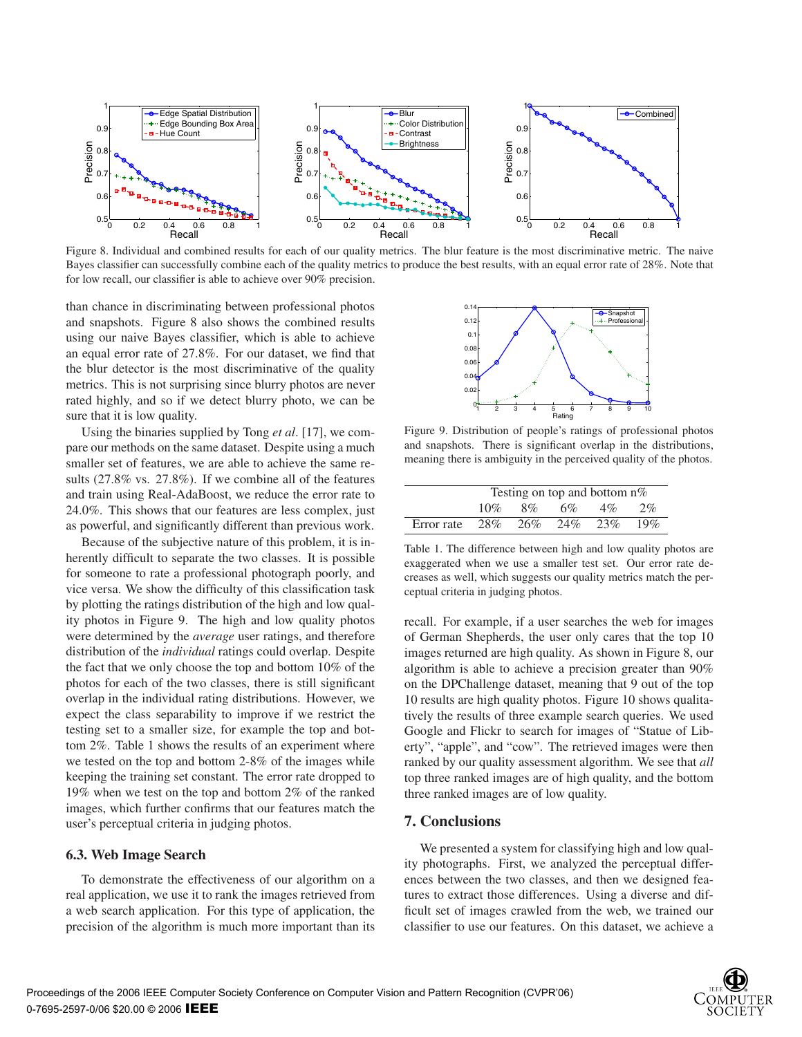Figure 8. Individual and combined results for each of our quality metrics. The blur feature is the most discriminative metric. The naive Bayes classifier can successfully combine each of the quality metrics to produce the best results, with an equal error rate of 28%. Note that for low recall, our classifier is able to achieve over 90% precision.

than chance in discriminating between professional photos and snapshots. Figure 8 also shows the combined results using our naive Bayes classifier, which is able to achieve an equal error rate of 27.8%. For our dataset, we find that the blur detector is the most discriminative of the quality metrics. This is not surprising since blurry photos are never rated highly, and so if we detect blurry photo, we can be sure that it is low quality.

Using the binaries supplied by Tong *et al*. [17], we compare our methods on the same dataset. Despite using a much smaller set of features, we are able to achieve the same results (27.8% vs. 27.8%). If we combine all of the features and train using Real-AdaBoost, we reduce the error rate to 24.0%. This shows that our features are less complex, just as powerful, and significantly different than previous work.

Because of the subjective nature of this problem, it is inherently difficult to separate the two classes. It is possible for someone to rate a professional photograph poorly, and vice versa. We show the difficulty of this classification task by plotting the ratings distribution of the high and low quality photos in Figure 9. The high and low quality photos were determined by the *average* user ratings, and therefore distribution of the *individual* ratings could overlap. Despite the fact that we only choose the top and bottom 10% of the photos for each of the two classes, there is still significant overlap in the individual rating distributions. However, we expect the class separability to improve if we restrict the testing set to a smaller size, for example the top and bottom 2%. Table 1 shows the results of an experiment where we tested on the top and bottom 2-8% of the images while keeping the training set constant. The error rate dropped to 19% when we test on the top and bottom 2% of the ranked images, which further confirms that our features match the user's perceptual criteria in judging photos.

Figure 9. Distribution of people's ratings of professional photos and snapshots. There is significant overlap in the distributions, meaning there is ambiguity in the perceived quality of the photos.

| | Testing on top and bottom n% | | | | |
|---|---|---|---|---|---|
| | 10% | 8% | 6% | 4% | 2% |
| Error rate | 28% | 26% | 24% | 23% | 19% |

Table 1. The difference between high and low quality photos are exaggerated when we use a smaller test set. Our error rate decreases as well, which suggests our quality metrics match the perceptual criteria in judging photos.

### 6.3. Web Image Search

To demonstrate the effectiveness of our algorithm on a real application, we use it to rank the images retrieved from a web search application. For this type of application, the precision of the algorithm is much more important than its recall. For example, if a user searches the web for images of German Shepherds, the user only cares that the top 10 images returned are high quality. As shown in Figure 8, our algorithm is able to achieve a precision greater than 90% on the DPChallenge dataset, meaning that 9 out of the top 10 results are high quality photos. Figure 10 shows qualitatively the results of three example search queries. We used Google and Flickr to search for images of "Statue of Liberty", "apple", and "cow". The retrieved images were then ranked by our quality assessment algorithm. We see that *all* top three ranked images are of high quality, and the bottom three ranked images are of low quality.

## 7. Conclusions

We presented a system for classifying high and low quality photographs. First, we analyzed the perceptual differences between the two classes, and then we designed features to extract those differences. Using a diverse and difficult set of images crawled from the web, we trained our classifier to use our features. On this dataset, we achieve a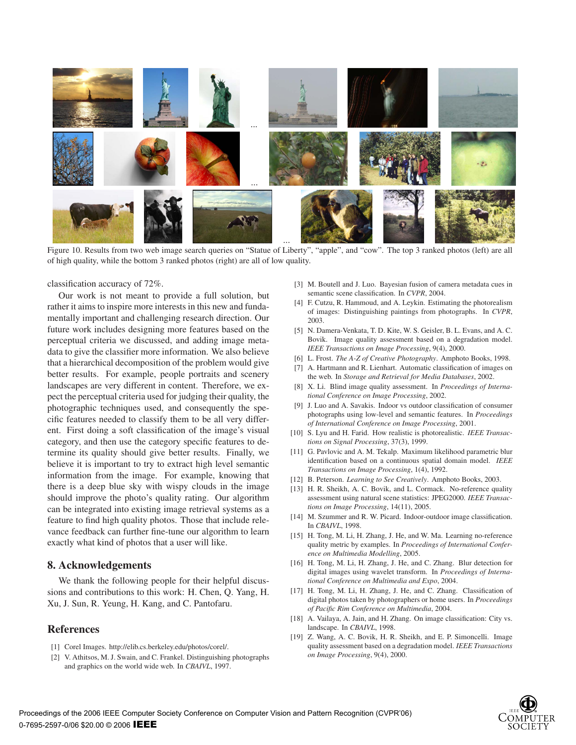Figure 10. Results from two web image search queries on "Statue of Liberty", "apple", and "cow". The top 3 ranked photos (left) are all of high quality, while the bottom 3 ranked photos (right) are all of low quality.

classification accuracy of 72%.

Our work is not meant to provide a full solution, but rather it aims to inspire more interests in this new and fundamentally important and challenging research direction. Our future work includes designing more features based on the perceptual criteria we discussed, and adding image metadata to give the classifier more information. We also believe that a hierarchical decomposition of the problem would give better results. For example, people portraits and scenery landscapes are very different in content. Therefore, we expect the perceptual criteria used for judging their quality, the photographic techniques used, and consequently the specific features needed to classify them to be all very different. First doing a soft classification of the image's visual category, and then use the category specific features to determine its quality should give better results. Finally, we believe it is important to try to extract high level semantic information from the image. For example, knowing that there is a deep blue sky with wispy clouds in the image should improve the photo's quality rating. Our algorithm can be integrated into existing image retrieval systems as a feature to find high quality photos. Those that include relevance feedback can further fine-tune our algorithm to learn exactly what kind of photos that a user will like.

## 8. Acknowledgements

We thank the following people for their helpful discussions and contributions to this work: H. Chen, Q. Yang, H. Xu, J. Sun, R. Yeung, H. Kang, and C. Pantofaru.

## References

[1] Corel Images. http://elib.cs.berkeley.edu/photos/corel/.

[2] V. Athitsos, M. J. Swain, and C. Frankel. Distinguishing photographs and graphics on the world wide web. In *CBAIVL*, 1997.

[3] M. Boutell and J. Luo. Bayesian fusion of camera metadata cues in semantic scene classification. In *CVPR*, 2004.

[4] F. Cutzu, R. Hammoud, and A. Leykin. Estimating the photorealism of images: Distinguishing paintings from photographs. In *CVPR*, 2003.

[5] N. Damera-Venkata, T. D. Kite, W. S. Geisler, B. L. Evans, and A. C. Bovik. Image quality assessment based on a degradation model. *IEEE Transactions on Image Processing*, 9(4), 2000.

[6] L. Frost. *The A-Z of Creative Photography*. Amphoto Books, 1998.

[7] A. Hartmann and R. Lienhart. Automatic classification of images on the web. In *Storage and Retrieval for Media Databases*, 2002.

[8] X. Li. Blind image quality assessment. In *Proceedings of International Conference on Image Processing*, 2002.

[9] J. Luo and A. Savakis. Indoor vs outdoor classification of consumer photographs using low-level and semantic features. In *Proceedings of International Conference on Image Processing*, 2001.

[10] S. Lyu and H. Farid. How realistic is photorealistic. *IEEE Transactions on Signal Processing*, 37(3), 1999.

[11] G. Pavlovic and A. M. Tekalp. Maximum likelihood parametric blur identification based on a continuous spatial domain model. *IEEE Transactions on Image Processing*, 1(4), 1992.

[12] B. Peterson. *Learning to See Creatively*. Amphoto Books, 2003.

[13] H. R. Sheikh, A. C. Bovik, and L. Cormack. No-reference quality assessment using natural scene statistics: JPEG2000. *IEEE Transactions on Image Processing*, 14(11), 2005.

[14] M. Szummer and R. W. Picard. Indoor-outdoor image classification. In *CBAIVL*, 1998.

[15] H. Tong, M. Li, H. Zhang, J. He, and W. Ma. Learning no-reference quality metric by examples. In *Proceedings of International Conference on Multimedia Modelling*, 2005.

[16] H. Tong, M. Li, H. Zhang, J. He, and C. Zhang. Blur detection for digital images using wavelet transform. In *Proceedings of International Conference on Multimedia and Expo*, 2004.

[17] H. Tong, M. Li, H. Zhang, J. He, and C. Zhang. Classification of digital photos taken by photographers or home users. In *Proceedings of Pacific Rim Conference on Multimedia*, 2004.

[18] A. Vailaya, A. Jain, and H. Zhang. On image classification: City vs. landscape. In *CBAIVL*, 1998.

[19] Z. Wang, A. C. Bovik, H. R. Sheikh, and E. P. Simoncelli. Image quality assessment based on a degradation model. *IEEE Transactions on Image Processing*, 9(4), 2000.